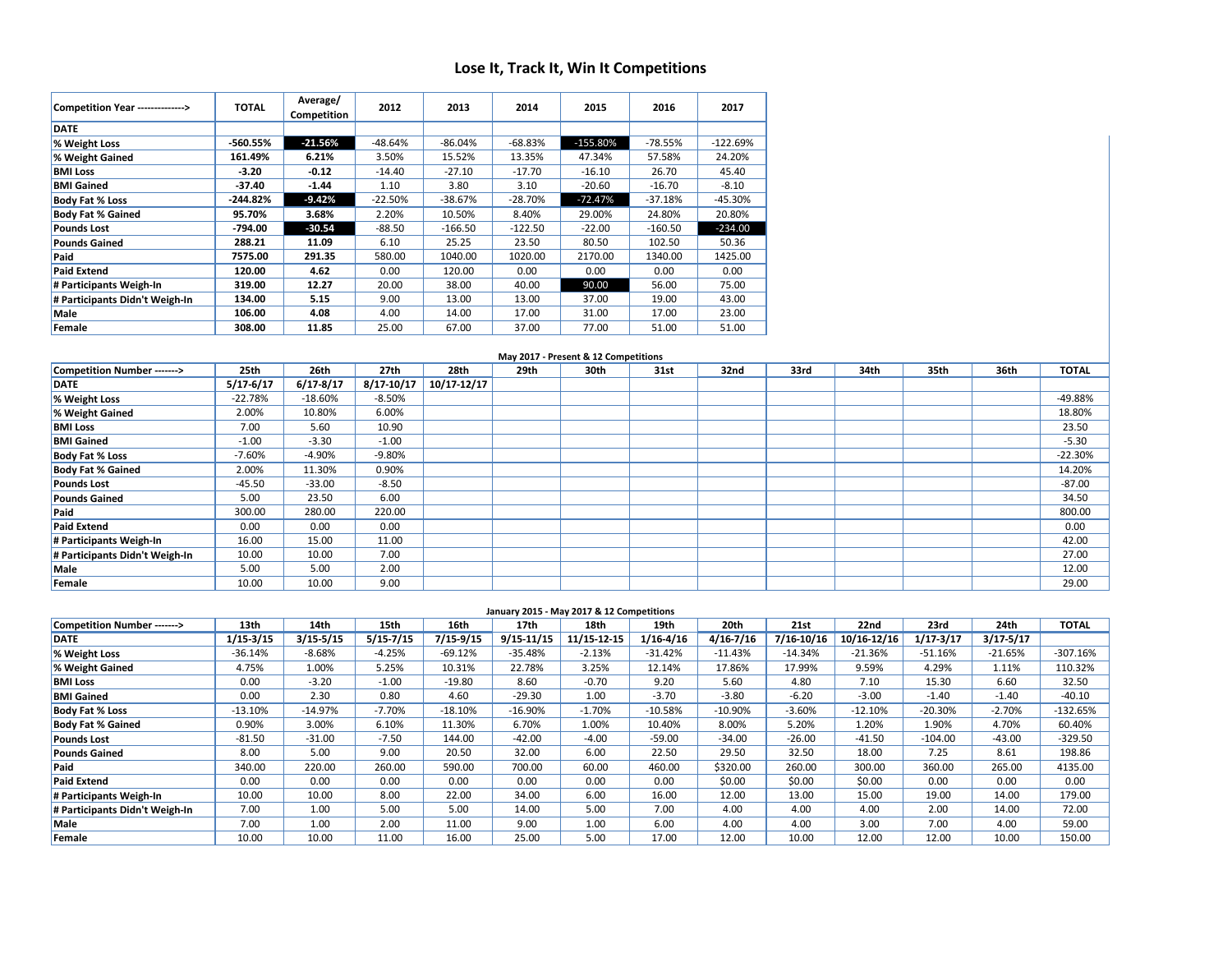# Lose It, Track It, Win It Competitions

| Competition Year --------------> | TOTAL | Average/ Competition | 2012 | 2013 | 2014 | 2015 | 2016 | 2017 |
|---|---|---|---|---|---|---|---|---|
| DATE | | | | | | | | |
| % Weight Loss | -560.55% | -21.56% | -48.64% | -86.04% | -68.83% | -155.80% | -78.55% | -122.69% |
| % Weight Gained | 161.49% | 6.21% | 3.50% | 15.52% | 13.35% | 47.34% | 57.58% | 24.20% |
| BMI Loss | -3.20 | -0.12 | -14.40 | -27.10 | -17.70 | -16.10 | 26.70 | 45.40 |
| BMI Gained | -37.40 | -1.44 | 1.10 | 3.80 | 3.10 | -20.60 | -16.70 | -8.10 |
| Body Fat % Loss | -244.82% | -9.42% | -22.50% | -38.67% | -28.70% | -72.47% | -37.18% | -45.30% |
| Body Fat % Gained | 95.70% | 3.68% | 2.20% | 10.50% | 8.40% | 29.00% | 24.80% | 20.80% |
| Pounds Lost | -794.00 | -30.54 | -88.50 | -166.50 | -122.50 | -22.00 | -160.50 | -234.00 |
| Pounds Gained | 288.21 | 11.09 | 6.10 | 25.25 | 23.50 | 80.50 | 102.50 | 50.36 |
| Paid | 7575.00 | 291.35 | 580.00 | 1040.00 | 1020.00 | 2170.00 | 1340.00 | 1425.00 |
| Paid Extend | 120.00 | 4.62 | 0.00 | 120.00 | 0.00 | 0.00 | 0.00 | 0.00 |
| # Participants Weigh-In | 319.00 | 12.27 | 20.00 | 38.00 | 40.00 | 90.00 | 56.00 | 75.00 |
| # Participants Didn't Weigh-In | 134.00 | 5.15 | 9.00 | 13.00 | 13.00 | 37.00 | 19.00 | 43.00 |
| Male | 106.00 | 4.08 | 4.00 | 14.00 | 17.00 | 31.00 | 17.00 | 23.00 |
| Female | 308.00 | 11.85 | 25.00 | 67.00 | 37.00 | 77.00 | 51.00 | 51.00 |

**May 2017 - Present & 12 Competitions**

| Competition Number -------> | 25th | 26th | 27th | 28th | 29th | 30th | 31st | 32nd | 33rd | 34th | 35th | 36th | TOTAL |
|---|---|---|---|---|---|---|---|---|---|---|---|---|---|
| DATE | 5/17-6/17 | 6/17-8/17 | 8/17-10/17 | 10/17-12/17 | | | | | | | | | |
| % Weight Loss | -22.78% | -18.60% | -8.50% | | | | | | | | | | -49.88% |
| % Weight Gained | 2.00% | 10.80% | 6.00% | | | | | | | | | | 18.80% |
| BMI Loss | 7.00 | 5.60 | 10.90 | | | | | | | | | | 23.50 |
| BMI Gained | -1.00 | -3.30 | -1.00 | | | | | | | | | | -5.30 |
| Body Fat % Loss | -7.60% | -4.90% | -9.80% | | | | | | | | | | -22.30% |
| Body Fat % Gained | 2.00% | 11.30% | 0.90% | | | | | | | | | | 14.20% |
| Pounds Lost | -45.50 | -33.00 | -8.50 | | | | | | | | | | -87.00 |
| Pounds Gained | 5.00 | 23.50 | 6.00 | | | | | | | | | | 34.50 |
| Paid | 300.00 | 280.00 | 220.00 | | | | | | | | | | 800.00 |
| Paid Extend | 0.00 | 0.00 | 0.00 | | | | | | | | | | 0.00 |
| # Participants Weigh-In | 16.00 | 15.00 | 11.00 | | | | | | | | | | 42.00 |
| # Participants Didn't Weigh-In | 10.00 | 10.00 | 7.00 | | | | | | | | | | 27.00 |
| Male | 5.00 | 5.00 | 2.00 | | | | | | | | | | 12.00 |
| Female | 10.00 | 10.00 | 9.00 | | | | | | | | | | 29.00 |

**January 2015 - May 2017 & 12 Competitions**

| Competition Number -------> | 13th | 14th | 15th | 16th | 17th | 18th | 19th | 20th | 21st | 22nd | 23rd | 24th | TOTAL |
|---|---|---|---|---|---|---|---|---|---|---|---|---|---|
| DATE | 1/15-3/15 | 3/15-5/15 | 5/15-7/15 | 7/15-9/15 | 9/15-11/15 | 11/15-12-15 | 1/16-4/16 | 4/16-7/16 | 7/16-10/16 | 10/16-12/16 | 1/17-3/17 | 3/17-5/17 | |
| % Weight Loss | -36.14% | -8.68% | -4.25% | -69.12% | -35.48% | -2.13% | -31.42% | -11.43% | -14.34% | -21.36% | -51.16% | -21.65% | -307.16% |
| % Weight Gained | 4.75% | 1.00% | 5.25% | 10.31% | 22.78% | 3.25% | 12.14% | 17.86% | 17.99% | 9.59% | 4.29% | 1.11% | 110.32% |
| BMI Loss | 0.00 | -3.20 | -1.00 | -19.80 | 8.60 | -0.70 | 9.20 | 5.60 | 4.80 | 7.10 | 15.30 | 6.60 | 32.50 |
| BMI Gained | 0.00 | 2.30 | 0.80 | 4.60 | -29.30 | 1.00 | -3.70 | -3.80 | -6.20 | -3.00 | -1.40 | -1.40 | -40.10 |
| Body Fat % Loss | -13.10% | -14.97% | -7.70% | -18.10% | -16.90% | -1.70% | -10.58% | -10.90% | -3.60% | -12.10% | -20.30% | -2.70% | -132.65% |
| Body Fat % Gained | 0.90% | 3.00% | 6.10% | 11.30% | 6.70% | 1.00% | 10.40% | 8.00% | 5.20% | 1.20% | 1.90% | 4.70% | 60.40% |
| Pounds Lost | -81.50 | -31.00 | -7.50 | 144.00 | -42.00 | -4.00 | -59.00 | -34.00 | -26.00 | -41.50 | -104.00 | -43.00 | -329.50 |
| Pounds Gained | 8.00 | 5.00 | 9.00 | 20.50 | 32.00 | 6.00 | 22.50 | 29.50 | 32.50 | 18.00 | 7.25 | 8.61 | 198.86 |
| Paid | 340.00 | 220.00 | 260.00 | 590.00 | 700.00 | 60.00 | 460.00 | $320.00 | 260.00 | 300.00 | 360.00 | 265.00 | 4135.00 |
| Paid Extend | 0.00 | 0.00 | 0.00 | 0.00 | 0.00 | 0.00 | 0.00 | $0.00 | $0.00 | $0.00 | 0.00 | 0.00 | 0.00 |
| # Participants Weigh-In | 10.00 | 10.00 | 8.00 | 22.00 | 34.00 | 6.00 | 16.00 | 12.00 | 13.00 | 15.00 | 19.00 | 14.00 | 179.00 |
| # Participants Didn't Weigh-In | 7.00 | 1.00 | 5.00 | 5.00 | 14.00 | 5.00 | 7.00 | 4.00 | 4.00 | 4.00 | 2.00 | 14.00 | 72.00 |
| Male | 7.00 | 1.00 | 2.00 | 11.00 | 9.00 | 1.00 | 6.00 | 4.00 | 4.00 | 3.00 | 7.00 | 4.00 | 59.00 |
| Female | 10.00 | 10.00 | 11.00 | 16.00 | 25.00 | 5.00 | 17.00 | 12.00 | 10.00 | 12.00 | 12.00 | 10.00 | 150.00 |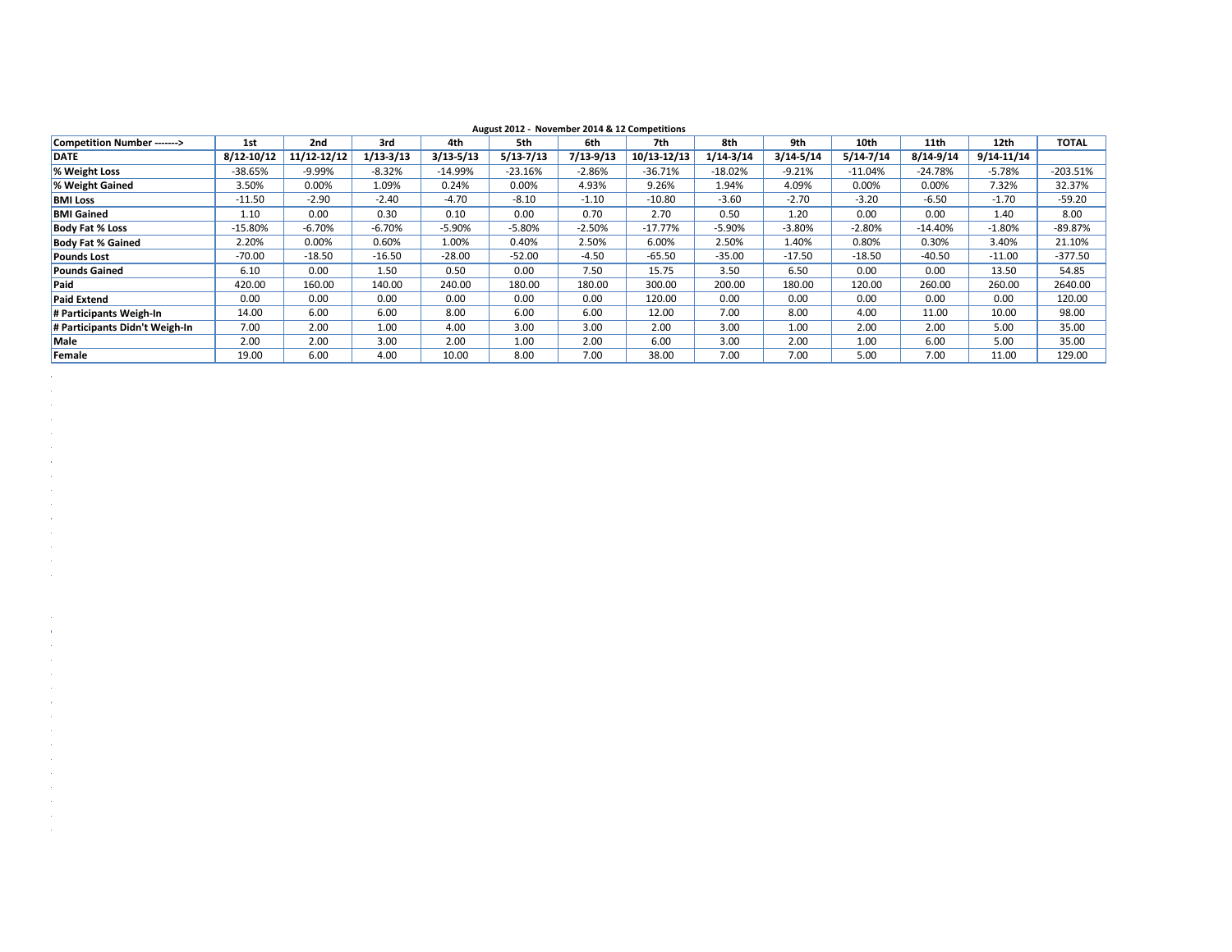**August 2012 - November 2014 & 12 Competitions**

| Competition Number -------> | 1st | 2nd | 3rd | 4th | 5th | 6th | 7th | 8th | 9th | 10th | 11th | 12th | TOTAL |
|---|---|---|---|---|---|---|---|---|---|---|---|---|---|
| **DATE** | 8/12-10/12 | 11/12-12/12 | 1/13-3/13 | 3/13-5/13 | 5/13-7/13 | 7/13-9/13 | 10/13-12/13 | 1/14-3/14 | 3/14-5/14 | 5/14-7/14 | 8/14-9/14 | 9/14-11/14 | |
| **% Weight Loss** | -38.65% | -9.99% | -8.32% | -14.99% | -23.16% | -2.86% | -36.71% | -18.02% | -9.21% | -11.04% | -24.78% | -5.78% | -203.51% |
| **% Weight Gained** | 3.50% | 0.00% | 1.09% | 0.24% | 0.00% | 4.93% | 9.26% | 1.94% | 4.09% | 0.00% | 0.00% | 7.32% | 32.37% |
| **BMI Loss** | -11.50 | -2.90 | -2.40 | -4.70 | -8.10 | -1.10 | -10.80 | -3.60 | -2.70 | -3.20 | -6.50 | -1.70 | -59.20 |
| **BMI Gained** | 1.10 | 0.00 | 0.30 | 0.10 | 0.00 | 0.70 | 2.70 | 0.50 | 1.20 | 0.00 | 0.00 | 1.40 | 8.00 |
| **Body Fat % Loss** | -15.80% | -6.70% | -6.70% | -5.90% | -5.80% | -2.50% | -17.77% | -5.90% | -3.80% | -2.80% | -14.40% | -1.80% | -89.87% |
| **Body Fat % Gained** | 2.20% | 0.00% | 0.60% | 1.00% | 0.40% | 2.50% | 6.00% | 2.50% | 1.40% | 0.80% | 0.30% | 3.40% | 21.10% |
| **Pounds Lost** | -70.00 | -18.50 | -16.50 | -28.00 | -52.00 | -4.50 | -65.50 | -35.00 | -17.50 | -18.50 | -40.50 | -11.00 | -377.50 |
| **Pounds Gained** | 6.10 | 0.00 | 1.50 | 0.50 | 0.00 | 7.50 | 15.75 | 3.50 | 6.50 | 0.00 | 0.00 | 13.50 | 54.85 |
| **Paid** | 420.00 | 160.00 | 140.00 | 240.00 | 180.00 | 180.00 | 300.00 | 200.00 | 180.00 | 120.00 | 260.00 | 260.00 | 2640.00 |
| **Paid Extend** | 0.00 | 0.00 | 0.00 | 0.00 | 0.00 | 0.00 | 120.00 | 0.00 | 0.00 | 0.00 | 0.00 | 0.00 | 120.00 |
| **# Participants Weigh-In** | 14.00 | 6.00 | 6.00 | 8.00 | 6.00 | 6.00 | 12.00 | 7.00 | 8.00 | 4.00 | 11.00 | 10.00 | 98.00 |
| **# Participants Didn't Weigh-In** | 7.00 | 2.00 | 1.00 | 4.00 | 3.00 | 3.00 | 2.00 | 3.00 | 1.00 | 2.00 | 2.00 | 5.00 | 35.00 |
| **Male** | 2.00 | 2.00 | 3.00 | 2.00 | 1.00 | 2.00 | 6.00 | 3.00 | 2.00 | 1.00 | 6.00 | 5.00 | 35.00 |
| **Female** | 19.00 | 6.00 | 4.00 | 10.00 | 8.00 | 7.00 | 38.00 | 7.00 | 7.00 | 5.00 | 7.00 | 11.00 | 129.00 |